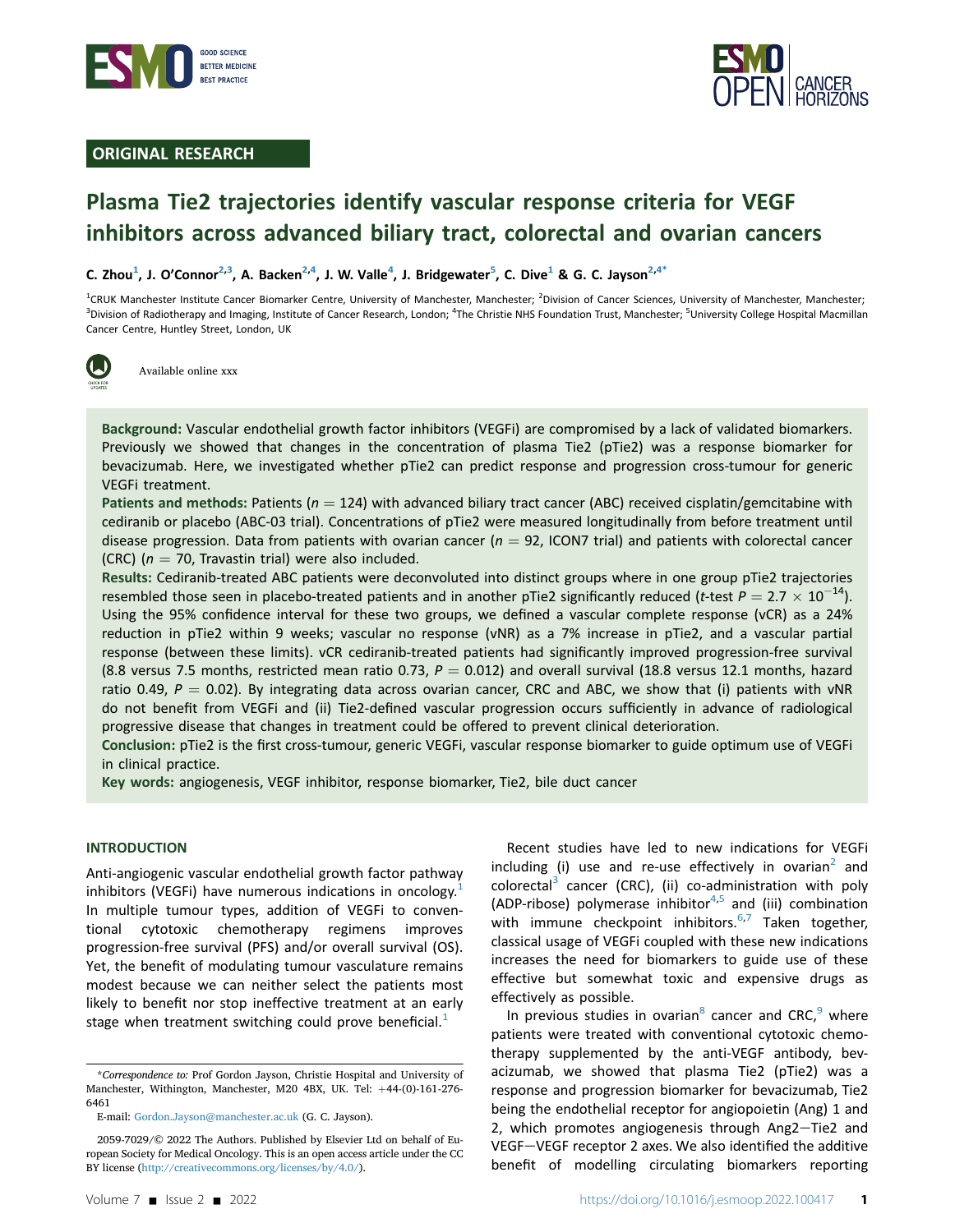ORIGINAL RESEARCH

# Plasma Tie2 trajectories identify vascular response criteria for VEGF inhibitors across advanced biliary tract, colorectal and ovarian cancers

**C. Zhou[1], J. O'Connor[2,3], A. Backen[2,4], J. W. Valle[4], J. Bridgewater[5], C. Dive[1] & G. C. Jayson[2,4*]**

[1]CRUK Manchester Institute Cancer Biomarker Centre, University of Manchester, Manchester; [2]Division of Cancer Sciences, University of Manchester, Manchester; [3]Division of Radiotherapy and Imaging, Institute of Cancer Research, London; [4]The Christie NHS Foundation Trust, Manchester; [5]University College Hospital Macmillan Cancer Centre, Huntley Street, London, UK

Available online xxx

**Background:** Vascular endothelial growth factor inhibitors (VEGFi) are compromised by a lack of validated biomarkers. Previously we showed that changes in the concentration of plasma Tie2 (pTie2) was a response biomarker for bevacizumab. Here, we investigated whether pTie2 can predict response and progression cross-tumour for generic VEGFi treatment.

**Patients and methods:** Patients ($n = 124$) with advanced biliary tract cancer (ABC) received cisplatin/gemcitabine with cediranib or placebo (ABC-03 trial). Concentrations of pTie2 were measured longitudinally from before treatment until disease progression. Data from patients with ovarian cancer ($n = 92$, ICON7 trial) and patients with colorectal cancer (CRC) ($n = 70$, Travastin trial) were also included.

**Results:** Cediranib-treated ABC patients were deconvoluted into distinct groups where in one group pTie2 trajectories resembled those seen in placebo-treated patients and in another pTie2 significantly reduced ($t$-test $P = 2.7 \times 10^{-14}$). Using the 95% confidence interval for these two groups, we defined a vascular complete response (vCR) as a 24% reduction in pTie2 within 9 weeks; vascular no response (vNR) as a 7% increase in pTie2, and a vascular partial response (between these limits). vCR cediranib-treated patients had significantly improved progression-free survival (8.8 versus 7.5 months, restricted mean ratio 0.73, $P = 0.012$) and overall survival (18.8 versus 12.1 months, hazard ratio 0.49, $P = 0.02$). By integrating data across ovarian cancer, CRC and ABC, we show that (i) patients with vNR do not benefit from VEGFi and (ii) Tie2-defined vascular progression occurs sufficiently in advance of radiological progressive disease that changes in treatment could be offered to prevent clinical deterioration.

**Conclusion:** pTie2 is the first cross-tumour, generic VEGFi, vascular response biomarker to guide optimum use of VEGFi in clinical practice.

**Key words:** angiogenesis, VEGF inhibitor, response biomarker, Tie2, bile duct cancer

## INTRODUCTION

Anti-angiogenic vascular endothelial growth factor pathway inhibitors (VEGFi) have numerous indications in oncology.[1] In multiple tumour types, addition of VEGFi to conventional cytotoxic chemotherapy regimens improves progression-free survival (PFS) and/or overall survival (OS). Yet, the benefit of modulating tumour vasculature remains modest because we can neither select the patients most likely to benefit nor stop ineffective treatment at an early stage when treatment switching could prove beneficial.[1]

Recent studies have led to new indications for VEGFi including (i) use and re-use effectively in ovarian[2] and colorectal[3] cancer (CRC), (ii) co-administration with poly (ADP-ribose) polymerase inhibitor[4,5] and (iii) combination with immune checkpoint inhibitors.[6,7] Taken together, classical usage of VEGFi coupled with these new indications increases the need for biomarkers to guide use of these effective but somewhat toxic and expensive drugs as effectively as possible.

In previous studies in ovarian[8] cancer and CRC,[9] where patients were treated with conventional cytotoxic chemotherapy supplemented by the anti-VEGF antibody, bevacizumab, we showed that plasma Tie2 (pTie2) was a response and progression biomarker for bevacizumab, Tie2 being the endothelial receptor for angiopoietin (Ang) 1 and 2, which promotes angiogenesis through Ang2−Tie2 and VEGF−VEGF receptor 2 axes. We also identified the additive benefit of modelling circulating biomarkers reporting

*Correspondence to: Prof Gordon Jayson, Christie Hospital and University of Manchester, Withington, Manchester, M20 4BX, UK. Tel: +44-(0)-161-276-6461

E-mail: Gordon.Jayson@manchester.ac.uk (G. C. Jayson).

2059-7029/© 2022 The Authors. Published by Elsevier Ltd on behalf of European Society for Medical Oncology. This is an open access article under the CC BY license (http://creativecommons.org/licenses/by/4.0/).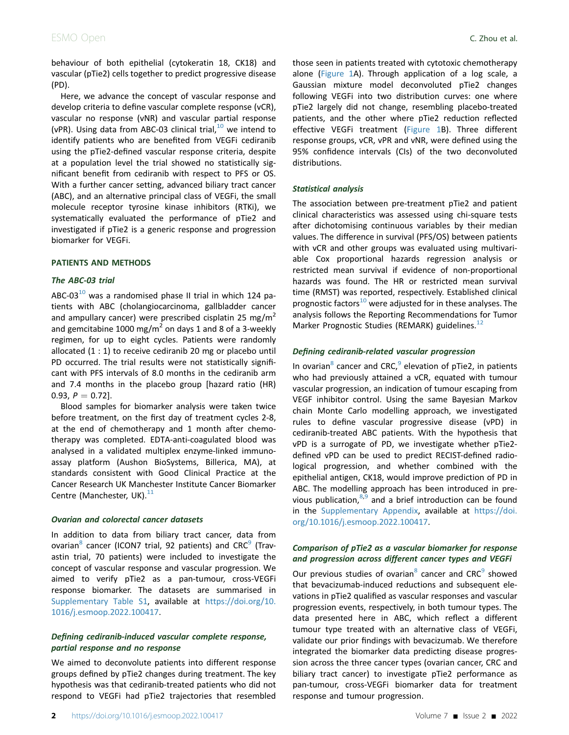behaviour of both epithelial (cytokeratin 18, CK18) and vascular (pTie2) cells together to predict progressive disease (PD).

Here, we advance the concept of vascular response and develop criteria to define vascular complete response (vCR), vascular no response (vNR) and vascular partial response (vPR). Using data from ABC-03 clinical trial,[10] we intend to identify patients who are benefited from VEGFi cediranib using the pTie2-defined vascular response criteria, despite at a population level the trial showed no statistically significant benefit from cediranib with respect to PFS or OS. With a further cancer setting, advanced biliary tract cancer (ABC), and an alternative principal class of VEGFi, the small molecule receptor tyrosine kinase inhibitors (RTKi), we systematically evaluated the performance of pTie2 and investigated if pTie2 is a generic response and progression biomarker for VEGFi.

## PATIENTS AND METHODS

### The ABC-03 trial

ABC-03[10] was a randomised phase II trial in which 124 patients with ABC (cholangiocarcinoma, gallbladder cancer and ampullary cancer) were prescribed cisplatin 25 mg/m$^2$ and gemcitabine 1000 mg/m$^2$ on days 1 and 8 of a 3-weekly regimen, for up to eight cycles. Patients were randomly allocated (1 : 1) to receive cediranib 20 mg or placebo until PD occurred. The trial results were not statistically significant with PFS intervals of 8.0 months in the cediranib arm and 7.4 months in the placebo group [hazard ratio (HR) 0.93, $P = 0.72$].

Blood samples for biomarker analysis were taken twice before treatment, on the first day of treatment cycles 2-8, at the end of chemotherapy and 1 month after chemotherapy was completed. EDTA-anti-coagulated blood was analysed in a validated multiplex enzyme-linked immunoassay platform (Aushon BioSystems, Billerica, MA), at standards consistent with Good Clinical Practice at the Cancer Research UK Manchester Institute Cancer Biomarker Centre (Manchester, UK).[11]

### Ovarian and colorectal cancer datasets

In addition to data from biliary tract cancer, data from ovarian[8] cancer (ICON7 trial, 92 patients) and CRC[9] (Travastin trial, 70 patients) were included to investigate the concept of vascular response and vascular progression. We aimed to verify pTie2 as a pan-tumour, cross-VEGFi response biomarker. The datasets are summarised in Supplementary Table S1, available at https://doi.org/10.1016/j.esmoop.2022.100417.

### Defining cediranib-induced vascular complete response, partial response and no response

We aimed to deconvolute patients into different response groups defined by pTie2 changes during treatment. The key hypothesis was that cediranib-treated patients who did not respond to VEGFi had pTie2 trajectories that resembled those seen in patients treated with cytotoxic chemotherapy alone (Figure 1A). Through application of a log scale, a Gaussian mixture model deconvoluted pTie2 changes following VEGFi into two distribution curves: one where pTie2 largely did not change, resembling placebo-treated patients, and the other where pTie2 reduction reflected effective VEGFi treatment (Figure 1B). Three different response groups, vCR, vPR and vNR, were defined using the 95% confidence intervals (CIs) of the two deconvoluted distributions.

### Statistical analysis

The association between pre-treatment pTie2 and patient clinical characteristics was assessed using chi-square tests after dichotomising continuous variables by their median values. The difference in survival (PFS/OS) between patients with vCR and other groups was evaluated using multivariable Cox proportional hazards regression analysis or restricted mean survival if evidence of non-proportional hazards was found. The HR or restricted mean survival time (RMST) was reported, respectively. Established clinical prognostic factors[10] were adjusted for in these analyses. The analysis follows the Reporting Recommendations for Tumor Marker Prognostic Studies (REMARK) guidelines.[12]

### Defining cediranib-related vascular progression

In ovarian[8] cancer and CRC,[9] elevation of pTie2, in patients who had previously attained a vCR, equated with tumour vascular progression, an indication of tumour escaping from VEGF inhibitor control. Using the same Bayesian Markov chain Monte Carlo modelling approach, we investigated rules to define vascular progressive disease (vPD) in cediranib-treated ABC patients. With the hypothesis that vPD is a surrogate of PD, we investigate whether pTie2-defined vPD can be used to predict RECIST-defined radiological progression, and whether combined with the epithelial antigen, CK18, would improve prediction of PD in ABC. The modelling approach has been introduced in previous publication,[8,9] and a brief introduction can be found in the Supplementary Appendix, available at https://doi.org/10.1016/j.esmoop.2022.100417.

### Comparison of pTie2 as a vascular biomarker for response and progression across different cancer types and VEGFi

Our previous studies of ovarian[8] cancer and CRC[9] showed that bevacizumab-induced reductions and subsequent elevations in pTie2 qualified as vascular responses and vascular progression events, respectively, in both tumour types. The data presented here in ABC, which reflect a different tumour type treated with an alternative class of VEGFi, validate our prior findings with bevacizumab. We therefore integrated the biomarker data predicting disease progression across the three cancer types (ovarian cancer, CRC and biliary tract cancer) to investigate pTie2 performance as pan-tumour, cross-VEGFi biomarker data for treatment response and tumour progression.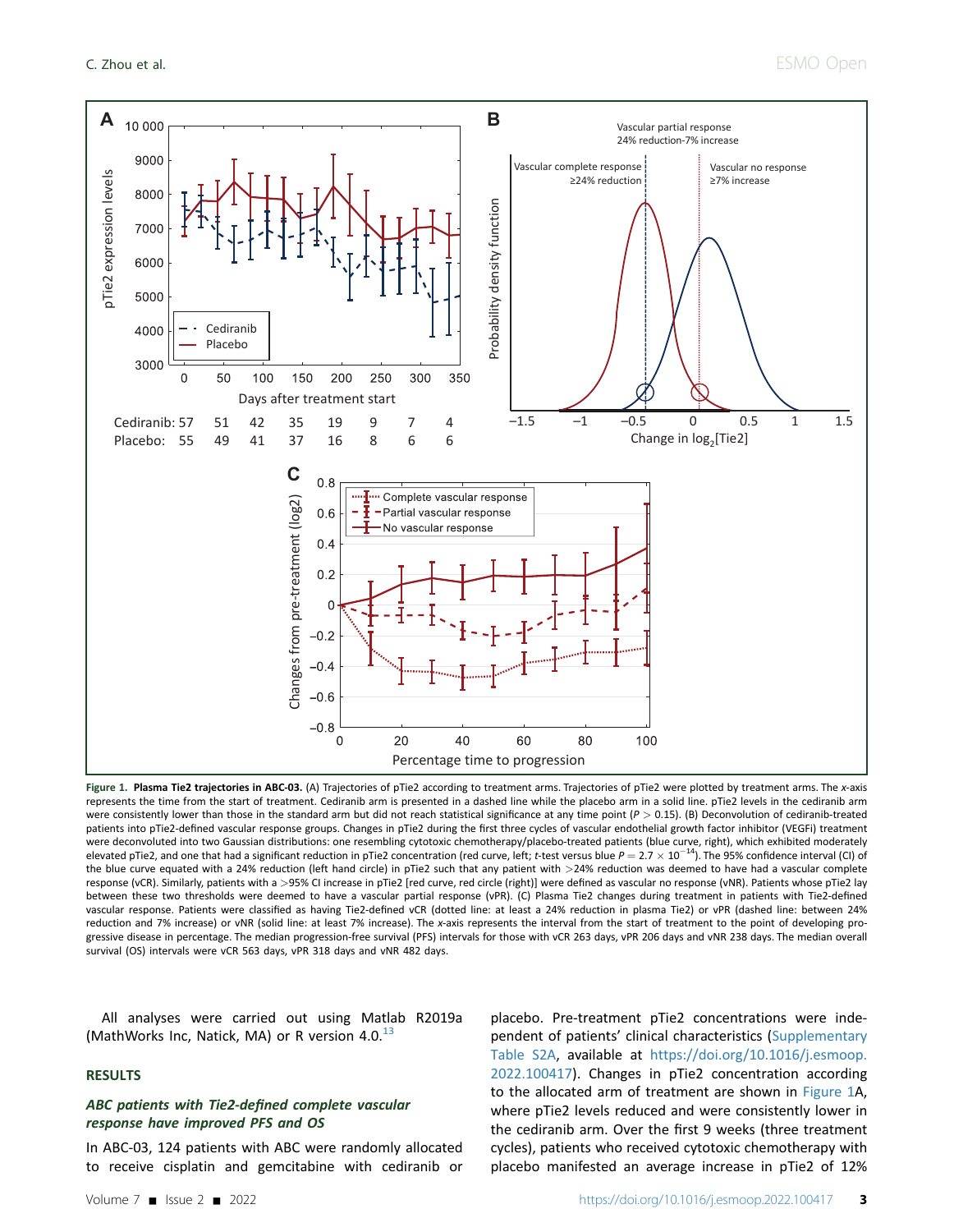**Figure 1. Plasma Tie2 trajectories in ABC-03.** (A) Trajectories of pTie2 according to treatment arms. Trajectories of pTie2 were plotted by treatment arms. The *x*-axis represents the time from the start of treatment. Cediranib arm is presented in a dashed line while the placebo arm in a solid line. pTie2 levels in the cediranib arm were consistently lower than those in the standard arm but did not reach statistical significance at any time point ($P > 0.15$). (B) Deconvolution of cediranib-treated patients into pTie2-defined vascular response groups. Changes in pTie2 during the first three cycles of vascular endothelial growth factor inhibitor (VEGFi) treatment were deconvoluted into two Gaussian distributions: one resembling cytotoxic chemotherapy/placebo-treated patients (blue curve, right), which exhibited moderately elevated pTie2, and one that had a significant reduction in pTie2 concentration (red curve, left; *t*-test versus blue $P = 2.7 \times 10^{-14}$). The 95% confidence interval (CI) of the blue curve equated with a 24% reduction (left hand circle) in pTie2 such that any patient with >24% reduction was deemed to have had a vascular complete response (vCR). Similarly, patients with a >95% CI increase in pTie2 [red curve, red circle (right)] were defined as vascular no response (vNR). Patients whose pTie2 lay between these two thresholds were deemed to have a vascular partial response (vPR). (C) Plasma Tie2 changes during treatment in patients with Tie2-defined vascular response. Patients were classified as having Tie2-defined vCR (dotted line: at least a 24% reduction in plasma Tie2) or vPR (dashed line: between 24% reduction and 7% increase) or vNR (solid line: at least 7% increase). The *x*-axis represents the interval from the start of treatment to the point of developing progressive disease in percentage. The median progression-free survival (PFS) intervals for those with vCR 263 days, vPR 206 days and vNR 238 days. The median overall survival (OS) intervals were vCR 563 days, vPR 318 days and vNR 482 days.

All analyses were carried out using Matlab R2019a (MathWorks Inc, Natick, MA) or R version 4.0.[13]

## RESULTS

### *ABC patients with Tie2-defined complete vascular response have improved PFS and OS*

In ABC-03, 124 patients with ABC were randomly allocated to receive cisplatin and gemcitabine with cediranib or placebo. Pre-treatment pTie2 concentrations were independent of patients' clinical characteristics (Supplementary Table S2A, available at https://doi.org/10.1016/j.esmoop.2022.100417). Changes in pTie2 concentration according to the allocated arm of treatment are shown in Figure 1A, where pTie2 levels reduced and were consistently lower in the cediranib arm. Over the first 9 weeks (three treatment cycles), patients who received cytotoxic chemotherapy with placebo manifested an average increase in pTie2 of 12%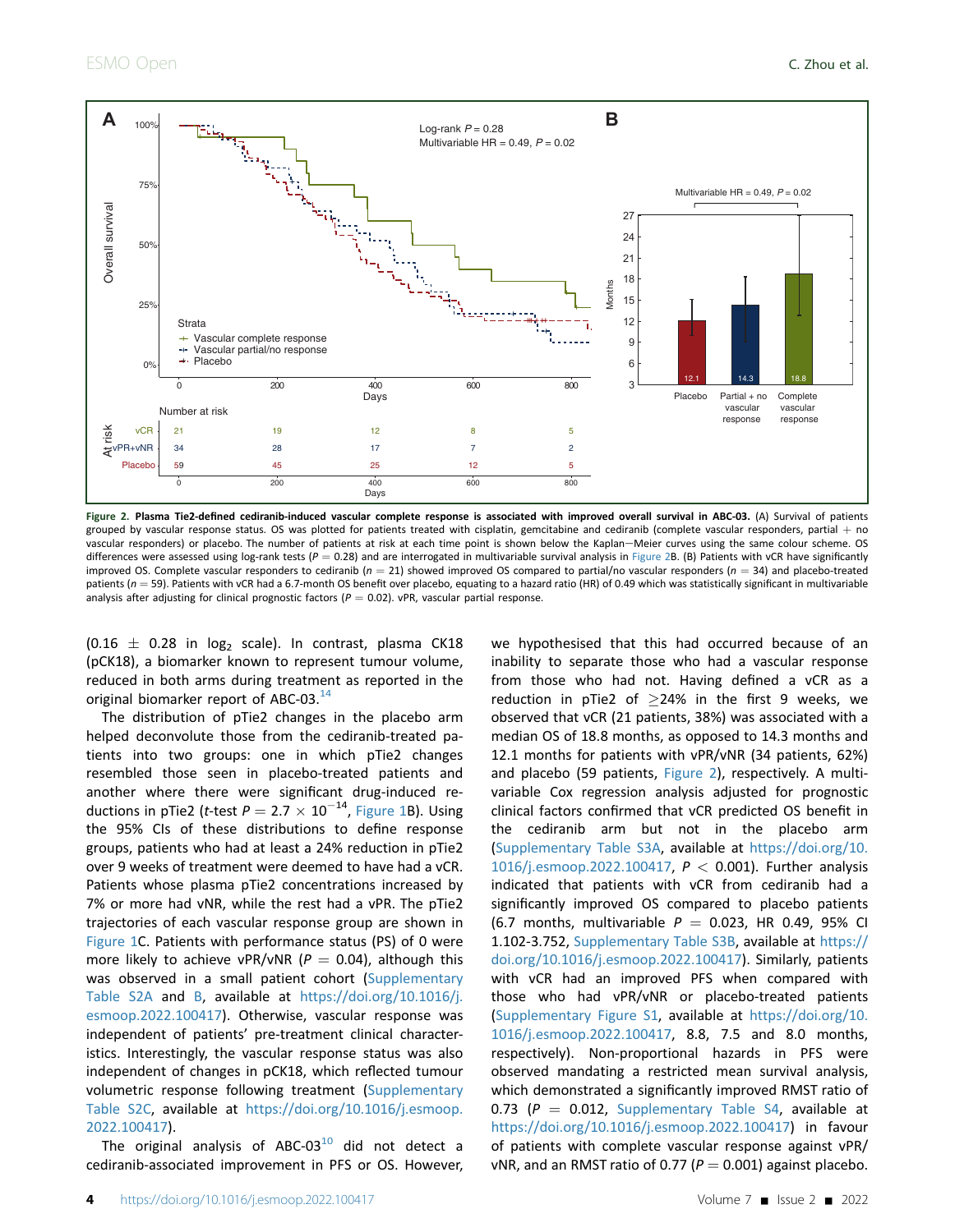**Figure 2. Plasma Tie2-defined cediranib-induced vascular complete response is associated with improved overall survival in ABC-03.** (A) Survival of patients grouped by vascular response status. OS was plotted for patients treated with cisplatin, gemcitabine and cediranib (complete vascular responders, partial + no vascular responders) or placebo. The number of patients at risk at each time point is shown below the Kaplan–Meier curves using the same colour scheme. OS differences were assessed using log-rank tests ($P = 0.28$) and are interrogated in multivariable survival analysis in Figure 2B. (B) Patients with vCR have significantly improved OS. Complete vascular responders to cediranib ($n = 21$) showed improved OS compared to partial/no vascular responders ($n = 34$) and placebo-treated patients ($n = 59$). Patients with vCR had a 6.7-month OS benefit over placebo, equating to a hazard ratio (HR) of 0.49 which was statistically significant in multivariable analysis after adjusting for clinical prognostic factors ($P = 0.02$). vPR, vascular partial response.

(0.16 ± 0.28 in $\log_2$ scale). In contrast, plasma CK18 (pCK18), a biomarker known to represent tumour volume, reduced in both arms during treatment as reported in the original biomarker report of ABC-03.[14]

The distribution of pTie2 changes in the placebo arm helped deconvolute those from the cediranib-treated patients into two groups: one in which pTie2 changes resembled those seen in placebo-treated patients and another where there were significant drug-induced reductions in pTie2 ($t$-test $P = 2.7 \times 10^{-14}$, Figure 1B). Using the 95% CIs of these distributions to define response groups, patients who had at least a 24% reduction in pTie2 over 9 weeks of treatment were deemed to have had a vCR. Patients whose plasma pTie2 concentrations increased by 7% or more had vNR, while the rest had a vPR. The pTie2 trajectories of each vascular response group are shown in Figure 1C. Patients with performance status (PS) of 0 were more likely to achieve vPR/vNR ($P = 0.04$), although this was observed in a small patient cohort (Supplementary Table S2A and B, available at https://doi.org/10.1016/j.esmoop.2022.100417). Otherwise, vascular response was independent of patients' pre-treatment clinical characteristics. Interestingly, the vascular response status was also independent of changes in pCK18, which reflected tumour volumetric response following treatment (Supplementary Table S2C, available at https://doi.org/10.1016/j.esmoop.2022.100417).

The original analysis of ABC-03[10] did not detect a cediranib-associated improvement in PFS or OS. However, we hypothesised that this had occurred because of an inability to separate those who had a vascular response from those who had not. Having defined a vCR as a reduction in pTie2 of ≥24% in the first 9 weeks, we observed that vCR (21 patients, 38%) was associated with a median OS of 18.8 months, as opposed to 14.3 months and 12.1 months for patients with vPR/vNR (34 patients, 62%) and placebo (59 patients, Figure 2), respectively. A multivariable Cox regression analysis adjusted for prognostic clinical factors confirmed that vCR predicted OS benefit in the cediranib arm but not in the placebo arm (Supplementary Table S3A, available at https://doi.org/10.1016/j.esmoop.2022.100417, $P < 0.001$). Further analysis indicated that patients with vCR from cediranib had a significantly improved OS compared to placebo patients (6.7 months, multivariable $P = 0.023$, HR 0.49, 95% CI 1.102-3.752, Supplementary Table S3B, available at https://doi.org/10.1016/j.esmoop.2022.100417). Similarly, patients with vCR had an improved PFS when compared with those who had vPR/vNR or placebo-treated patients (Supplementary Figure S1, available at https://doi.org/10.1016/j.esmoop.2022.100417, 8.8, 7.5 and 8.0 months, respectively). Non-proportional hazards in PFS were observed mandating a restricted mean survival analysis, which demonstrated a significantly improved RMST ratio of 0.73 ($P = 0.012$, Supplementary Table S4, available at https://doi.org/10.1016/j.esmoop.2022.100417) in favour of patients with complete vascular response against vPR/vNR, and an RMST ratio of 0.77 ($P = 0.001$) against placebo.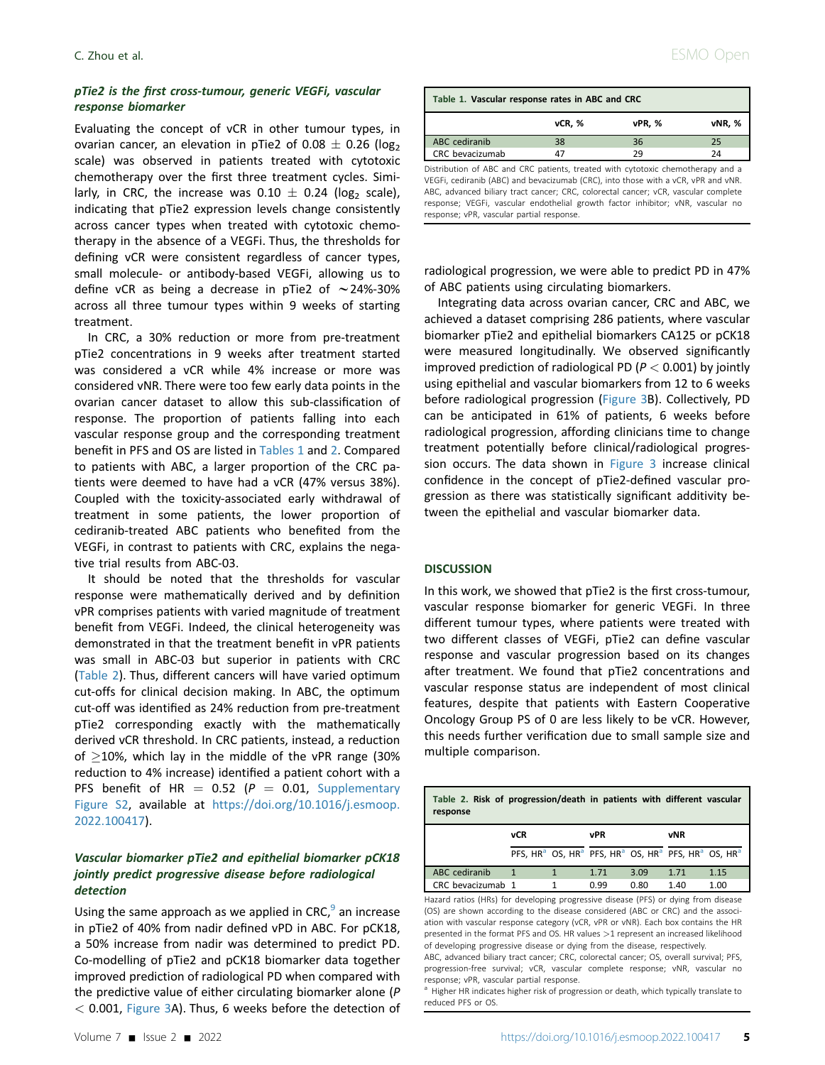### *pTie2 is the first cross-tumour, generic VEGFi, vascular response biomarker*

Evaluating the concept of vCR in other tumour types, in ovarian cancer, an elevation in pTie2 of $0.08 \pm 0.26$ ($\log_2$ scale) was observed in patients treated with cytotoxic chemotherapy over the first three treatment cycles. Similarly, in CRC, the increase was $0.10 \pm 0.24$ ($\log_2$ scale), indicating that pTie2 expression levels change consistently across cancer types when treated with cytotoxic chemotherapy in the absence of a VEGFi. Thus, the thresholds for defining vCR were consistent regardless of cancer types, small molecule- or antibody-based VEGFi, allowing us to define vCR as being a decrease in pTie2 of ∼24%-30% across all three tumour types within 9 weeks of starting treatment.

In CRC, a 30% reduction or more from pre-treatment pTie2 concentrations in 9 weeks after treatment started was considered a vCR while 4% increase or more was considered vNR. There were too few early data points in the ovarian cancer dataset to allow this sub-classification of response. The proportion of patients falling into each vascular response group and the corresponding treatment benefit in PFS and OS are listed in Tables 1 and 2. Compared to patients with ABC, a larger proportion of the CRC patients were deemed to have had a vCR (47% versus 38%). Coupled with the toxicity-associated early withdrawal of treatment in some patients, the lower proportion of cediranib-treated ABC patients who benefited from the VEGFi, in contrast to patients with CRC, explains the negative trial results from ABC-03.

It should be noted that the thresholds for vascular response were mathematically derived and by definition vPR comprises patients with varied magnitude of treatment benefit from VEGFi. Indeed, the clinical heterogeneity was demonstrated in that the treatment benefit in vPR patients was small in ABC-03 but superior in patients with CRC (Table 2). Thus, different cancers will have varied optimum cut-offs for clinical decision making. In ABC, the optimum cut-off was identified as 24% reduction from pre-treatment pTie2 corresponding exactly with the mathematically derived vCR threshold. In CRC patients, instead, a reduction of ≥10%, which lay in the middle of the vPR range (30% reduction to 4% increase) identified a patient cohort with a PFS benefit of HR = 0.52 ($P$ = 0.01, Supplementary Figure S2, available at https://doi.org/10.1016/j.esmoop.2022.100417).

### *Vascular biomarker pTie2 and epithelial biomarker pCK18 jointly predict progressive disease before radiological detection*

Using the same approach as we applied in CRC,[9] an increase in pTie2 of 40% from nadir defined vPD in ABC. For pCK18, a 50% increase from nadir was determined to predict PD. Co-modelling of pTie2 and pCK18 biomarker data together improved prediction of radiological PD when compared with the predictive value of either circulating biomarker alone ($P < 0.001$, Figure 3A). Thus, 6 weeks before the detection of radiological progression, we were able to predict PD in 47% of ABC patients using circulating biomarkers.

Integrating data across ovarian cancer, CRC and ABC, we achieved a dataset comprising 286 patients, where vascular biomarker pTie2 and epithelial biomarkers CA125 or pCK18 were measured longitudinally. We observed significantly improved prediction of radiological PD ($P < 0.001$) by jointly using epithelial and vascular biomarkers from 12 to 6 weeks before radiological progression (Figure 3B). Collectively, PD can be anticipated in 61% of patients, 6 weeks before radiological progression, affording clinicians time to change treatment potentially before clinical/radiological progression occurs. The data shown in Figure 3 increase clinical confidence in the concept of pTie2-defined vascular progression as there was statistically significant additivity between the epithelial and vascular biomarker data.

**Table 1. Vascular response rates in ABC and CRC**

| | vCR, % | vPR, % | vNR, % |
|---|---|---|---|
| ABC cediranib | 38 | 36 | 25 |
| CRC bevacizumab | 47 | 29 | 24 |

Distribution of ABC and CRC patients, treated with cytotoxic chemotherapy and a VEGFi, cediranib (ABC) and bevacizumab (CRC), into those with a vCR, vPR and vNR. ABC, advanced biliary tract cancer; CRC, colorectal cancer; vCR, vascular complete response; VEGFi, vascular endothelial growth factor inhibitor; vNR, vascular no response; vPR, vascular partial response.

## DISCUSSION

In this work, we showed that pTie2 is the first cross-tumour, vascular response biomarker for generic VEGFi. In three different tumour types, where patients were treated with two different classes of VEGFi, pTie2 can define vascular response and vascular progression based on its changes after treatment. We found that pTie2 concentrations and vascular response status are independent of most clinical features, despite that patients with Eastern Cooperative Oncology Group PS of 0 are less likely to be vCR. However, this needs further verification due to small sample size and multiple comparison.

**Table 2. Risk of progression/death in patients with different vascular response**

| | vCR | | vPR | | vNR | |
|---|---|---|---|---|---|---|
| | PFS, HR[a] | OS, HR[a] | PFS, HR[a] | OS, HR[a] | PFS, HR[a] | OS, HR[a] |
| ABC cediranib | 1 | 1 | 1.71 | 3.09 | 1.71 | 1.15 |
| CRC bevacizumab | 1 | 1 | 0.99 | 0.80 | 1.40 | 1.00 |

Hazard ratios (HRs) for developing progressive disease (PFS) or dying from disease (OS) are shown according to the disease considered (ABC or CRC) and the association with vascular response category (vCR, vPR or vNR). Each box contains the HR presented in the format PFS and OS. HR values >1 represent an increased likelihood of developing progressive disease or dying from the disease, respectively.

ABC, advanced biliary tract cancer; CRC, colorectal cancer; OS, overall survival; PFS, progression-free survival; vCR, vascular complete response; vNR, vascular no response; vPR, vascular partial response.

[a] Higher HR indicates higher risk of progression or death, which typically translate to reduced PFS or OS.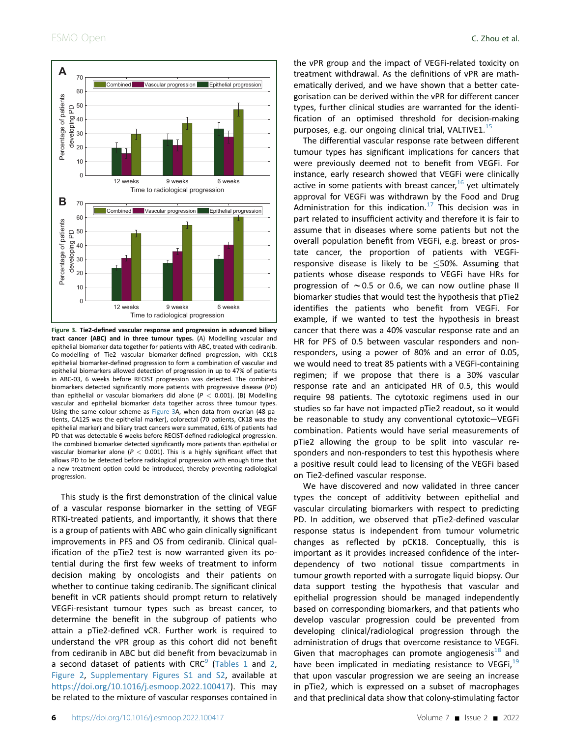**Figure 3. Tie2-defined vascular response and progression in advanced biliary tract cancer (ABC) and in three tumour types.** (A) Modelling vascular and epithelial biomarker data together for patients with ABC, treated with cediranib. Co-modelling of Tie2 vascular biomarker-defined progression, with CK18 epithelial biomarker-defined progression to form a combination of vascular and epithelial biomarkers allowed detection of progression in up to 47% of patients in ABC-03, 6 weeks before RECIST progression was detected. The combined biomarkers detected significantly more patients with progressive disease (PD) than epithelial or vascular biomarkers did alone ($P < 0.001$). (B) Modelling vascular and epithelial biomarker data together across three tumour types. Using the same colour scheme as Figure 3A, when data from ovarian (48 patients, CA125 was the epithelial marker), colorectal (70 patients, CK18 was the epithelial marker) and biliary tract cancers were summated, 61% of patients had PD that was detectable 6 weeks before RECIST-defined radiological progression. The combined biomarker detected significantly more patients than epithelial or vascular biomarker alone ($P < 0.001$). This is a highly significant effect that allows PD to be detected before radiological progression with enough time that a new treatment option could be introduced, thereby preventing radiological progression.

This study is the first demonstration of the clinical value of a vascular response biomarker in the setting of VEGF RTKi-treated patients, and importantly, it shows that there is a group of patients with ABC who gain clinically significant improvements in PFS and OS from cediranib. Clinical qualification of the pTie2 test is now warranted given its potential during the first few weeks of treatment to inform decision making by oncologists and their patients on whether to continue taking cediranib. The significant clinical benefit in vCR patients should prompt return to relatively VEGFi-resistant tumour types such as breast cancer, to determine the benefit in the subgroup of patients who attain a pTie2-defined vCR. Further work is required to understand the vPR group as this cohort did not benefit from cediranib in ABC but did benefit from bevacizumab in a second dataset of patients with CRC[9] (Tables 1 and 2, Figure 2, Supplementary Figures S1 and S2, available at https://doi.org/10.1016/j.esmoop.2022.100417). This may be related to the mixture of vascular responses contained in the vPR group and the impact of VEGFi-related toxicity on treatment withdrawal. As the definitions of vPR are mathematically derived, and we have shown that a better categorisation can be derived within the vPR for different cancer types, further clinical studies are warranted for the identification of an optimised threshold for decision-making purposes, e.g. our ongoing clinical trial, VALTIVE1.[15]

The differential vascular response rate between different tumour types has significant implications for cancers that were previously deemed not to benefit from VEGFi. For instance, early research showed that VEGFi were clinically active in some patients with breast cancer,[16] yet ultimately approval for VEGFi was withdrawn by the Food and Drug Administration for this indication.[17] This decision was in part related to insufficient activity and therefore it is fair to assume that in diseases where some patients but not the overall population benefit from VEGFi, e.g. breast or prostate cancer, the proportion of patients with VEGFi-responsive disease is likely to be ≤50%. Assuming that patients whose disease responds to VEGFi have HRs for progression of ∼0.5 or 0.6, we can now outline phase II biomarker studies that would test the hypothesis that pTie2 identifies the patients who benefit from VEGFi. For example, if we wanted to test the hypothesis in breast cancer that there was a 40% vascular response rate and an HR for PFS of 0.5 between vascular responders and non-responders, using a power of 80% and an error of 0.05, we would need to treat 85 patients with a VEGFi-containing regimen; if we propose that there is a 30% vascular response rate and an anticipated HR of 0.5, this would require 98 patients. The cytotoxic regimens used in our studies so far have not impacted pTie2 readout, so it would be reasonable to study any conventional cytotoxic—VEGFi combination. Patients would have serial measurements of pTie2 allowing the group to be split into vascular responders and non-responders to test this hypothesis where a positive result could lead to licensing of the VEGFi based on Tie2-defined vascular response.

We have discovered and now validated in three cancer types the concept of additivity between epithelial and vascular circulating biomarkers with respect to predicting PD. In addition, we observed that pTie2-defined vascular response status is independent from tumour volumetric changes as reflected by pCK18. Conceptually, this is important as it provides increased confidence of the interdependency of two notional tissue compartments in tumour growth reported with a surrogate liquid biopsy. Our data support testing the hypothesis that vascular and epithelial progression should be managed independently based on corresponding biomarkers, and that patients who develop vascular progression could be prevented from developing clinical/radiological progression through the administration of drugs that overcome resistance to VEGFi. Given that macrophages can promote angiogenesis[18] and have been implicated in mediating resistance to VEGFi,[19] that upon vascular progression we are seeing an increase in pTie2, which is expressed on a subset of macrophages and that preclinical data show that colony-stimulating factor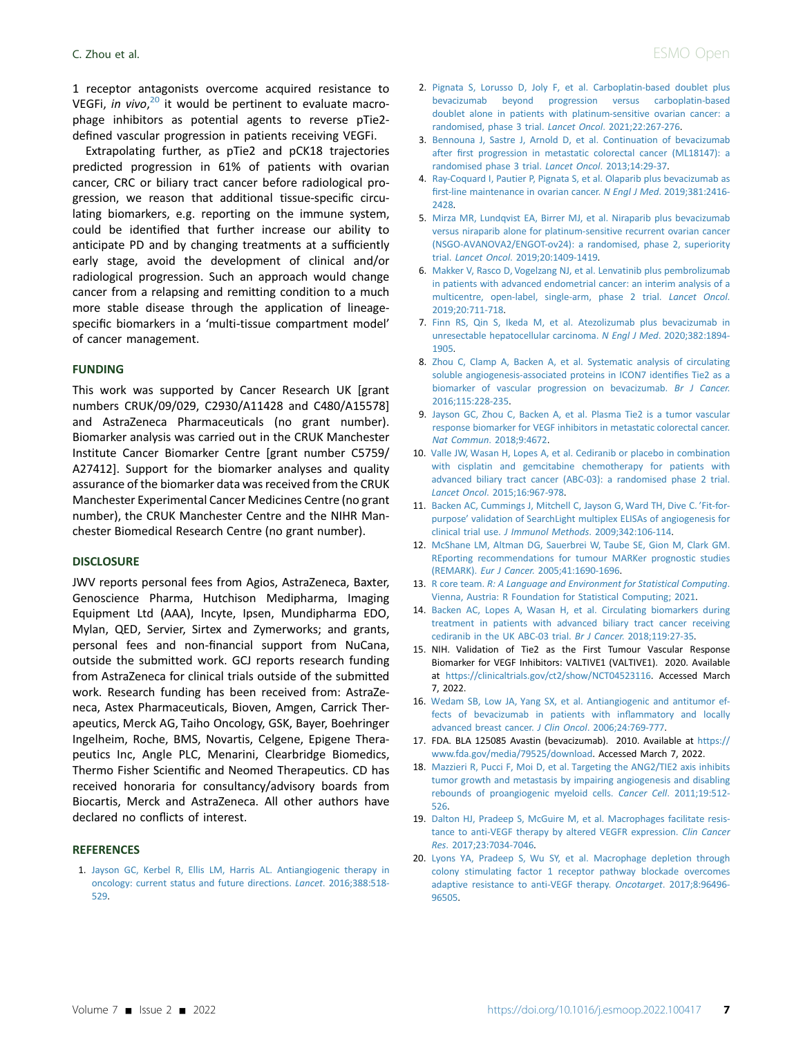1 receptor antagonists overcome acquired resistance to VEGFi, *in vivo*,[20] it would be pertinent to evaluate macrophage inhibitors as potential agents to reverse pTie2-defined vascular progression in patients receiving VEGFi.

Extrapolating further, as pTie2 and pCK18 trajectories predicted progression in 61% of patients with ovarian cancer, CRC or biliary tract cancer before radiological progression, we reason that additional tissue-specific circulating biomarkers, e.g. reporting on the immune system, could be identified that further increase our ability to anticipate PD and by changing treatments at a sufficiently early stage, avoid the development of clinical and/or radiological progression. Such an approach would change cancer from a relapsing and remitting condition to a much more stable disease through the application of lineage-specific biomarkers in a 'multi-tissue compartment model' of cancer management.

## FUNDING

This work was supported by Cancer Research UK [grant numbers CRUK/09/029, C2930/A11428 and C480/A15578] and AstraZeneca Pharmaceuticals (no grant number). Biomarker analysis was carried out in the CRUK Manchester Institute Cancer Biomarker Centre [grant number C5759/A27412]. Support for the biomarker analyses and quality assurance of the biomarker data was received from the CRUK Manchester Experimental Cancer Medicines Centre (no grant number), the CRUK Manchester Centre and the NIHR Manchester Biomedical Research Centre (no grant number).

## DISCLOSURE

JWV reports personal fees from Agios, AstraZeneca, Baxter, Genoscience Pharma, Hutchison Medipharma, Imaging Equipment Ltd (AAA), Incyte, Ipsen, Mundipharma EDO, Mylan, QED, Servier, Sirtex and Zymerworks; and grants, personal fees and non-financial support from NuCana, outside the submitted work. GCJ reports research funding from AstraZeneca for clinical trials outside of the submitted work. Research funding has been received from: AstraZeneca, Astex Pharmaceuticals, Bioven, Amgen, Carrick Therapeutics, Merck AG, Taiho Oncology, GSK, Bayer, Boehringer Ingelheim, Roche, BMS, Novartis, Celgene, Epigene Therapeutics Inc, Angle PLC, Menarini, Clearbridge Biomedics, Thermo Fisher Scientific and Neomed Therapeutics. CD has received honoraria for consultancy/advisory boards from Biocartis, Merck and AstraZeneca. All other authors have declared no conflicts of interest.

## REFERENCES

1. Jayson GC, Kerbel R, Ellis LM, Harris AL. Antiangiogenic therapy in oncology: current status and future directions. *Lancet*. 2016;388:518-529.
2. Pignata S, Lorusso D, Joly F, et al. Carboplatin-based doublet plus bevacizumab beyond progression versus carboplatin-based doublet alone in patients with platinum-sensitive ovarian cancer: a randomised, phase 3 trial. *Lancet Oncol*. 2021;22:267-276.
3. Bennouna J, Sastre J, Arnold D, et al. Continuation of bevacizumab after first progression in metastatic colorectal cancer (ML18147): a randomised phase 3 trial. *Lancet Oncol*. 2013;14:29-37.
4. Ray-Coquard I, Pautier P, Pignata S, et al. Olaparib plus bevacizumab as first-line maintenance in ovarian cancer. *N Engl J Med*. 2019;381:2416-2428.
5. Mirza MR, Lundqvist EA, Birrer MJ, et al. Niraparib plus bevacizumab versus niraparib alone for platinum-sensitive recurrent ovarian cancer (NSGO-AVANOVA2/ENGOT-ov24): a randomised, phase 2, superiority trial. *Lancet Oncol*. 2019;20:1409-1419.
6. Makker V, Rasco D, Vogelzang NJ, et al. Lenvatinib plus pembrolizumab in patients with advanced endometrial cancer: an interim analysis of a multicentre, open-label, single-arm, phase 2 trial. *Lancet Oncol*. 2019;20:711-718.
7. Finn RS, Qin S, Ikeda M, et al. Atezolizumab plus bevacizumab in unresectable hepatocellular carcinoma. *N Engl J Med*. 2020;382:1894-1905.
8. Zhou C, Clamp A, Backen A, et al. Systematic analysis of circulating soluble angiogenesis-associated proteins in ICON7 identifies Tie2 as a biomarker of vascular progression on bevacizumab. *Br J Cancer*. 2016;115:228-235.
9. Jayson GC, Zhou C, Backen A, et al. Plasma Tie2 is a tumor vascular response biomarker for VEGF inhibitors in metastatic colorectal cancer. *Nat Commun*. 2018;9:4672.
10. Valle JW, Wasan H, Lopes A, et al. Cediranib or placebo in combination with cisplatin and gemcitabine chemotherapy for patients with advanced biliary tract cancer (ABC-03): a randomised phase 2 trial. *Lancet Oncol*. 2015;16:967-978.
11. Backen AC, Cummings J, Mitchell C, Jayson G, Ward TH, Dive C. 'Fit-for-purpose' validation of SearchLight multiplex ELISAs of angiogenesis for clinical trial use. *J Immunol Methods*. 2009;342:106-114.
12. McShane LM, Altman DG, Sauerbrei W, Taube SE, Gion M, Clark GM. REporting recommendations for tumour MARKer prognostic studies (REMARK). *Eur J Cancer*. 2005;41:1690-1696.
13. R core team. *R: A Language and Environment for Statistical Computing*. Vienna, Austria: R Foundation for Statistical Computing; 2021.
14. Backen AC, Lopes A, Wasan H, et al. Circulating biomarkers during treatment in patients with advanced biliary tract cancer receiving cediranib in the UK ABC-03 trial. *Br J Cancer*. 2018;119:27-35.
15. NIH. Validation of Tie2 as the First Tumour Vascular Response Biomarker for VEGF Inhibitors: VALTIVE1 (VALTIVE1). 2020. Available at https://clinicaltrials.gov/ct2/show/NCT04523116. Accessed March 7, 2022.
16. Wedam SB, Low JA, Yang SX, et al. Antiangiogenic and antitumor effects of bevacizumab in patients with inflammatory and locally advanced breast cancer. *J Clin Oncol*. 2006;24:769-777.
17. FDA. BLA 125085 Avastin (bevacizumab). 2010. Available at https://www.fda.gov/media/79525/download. Accessed March 7, 2022.
18. Mazzieri R, Pucci F, Moi D, et al. Targeting the ANG2/TIE2 axis inhibits tumor growth and metastasis by impairing angiogenesis and disabling rebounds of proangiogenic myeloid cells. *Cancer Cell*. 2011;19:512-526.
19. Dalton HJ, Pradeep S, McGuire M, et al. Macrophages facilitate resistance to anti-VEGF therapy by altered VEGFR expression. *Clin Cancer Res*. 2017;23:7034-7046.
20. Lyons YA, Pradeep S, Wu SY, et al. Macrophage depletion through colony stimulating factor 1 receptor pathway blockade overcomes adaptive resistance to anti-VEGF therapy. *Oncotarget*. 2017;8:96496-96505.